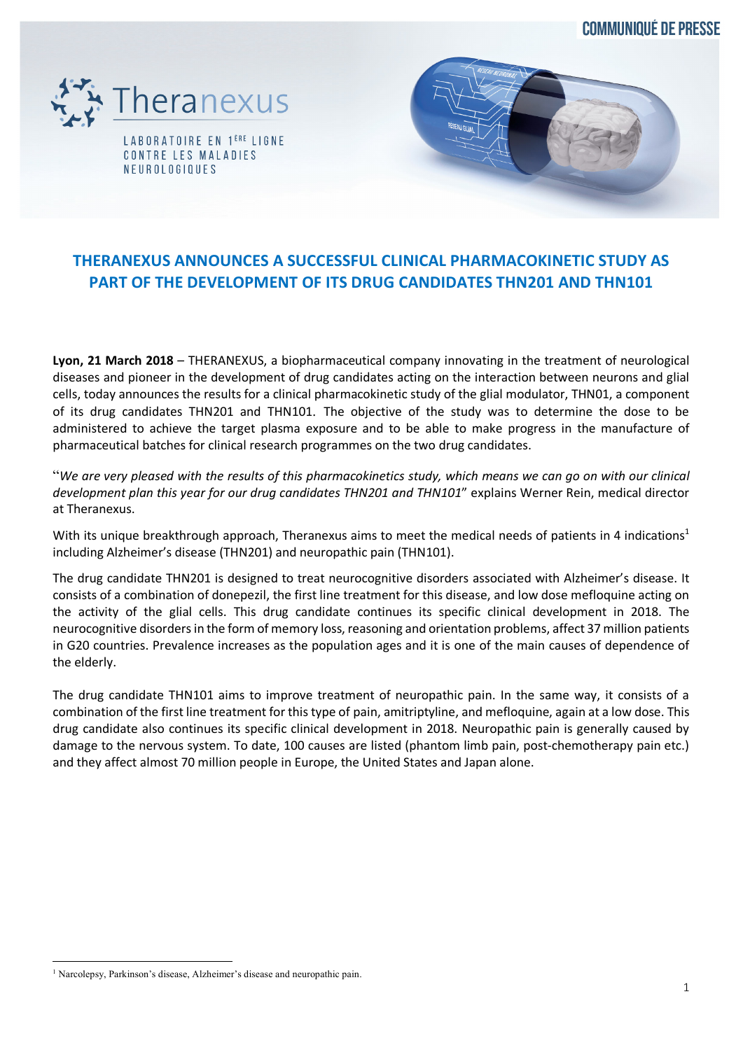# THERANEXUS ANNOUNCES A SUCCESSFUL CLINICAL PHARMACOKINETIC STUDY AS PART OF THE DEVELOPMENT OF ITS DRUG CANDIDATES THN201 AND THN101

**Lyon, 21 March 2018** – THERANEXUS, a biopharmaceutical company innovating in the treatment of neurological diseases and pioneer in the development of drug candidates acting on the interaction between neurons and glial cells, today announces the results for a clinical pharmacokinetic study of the glial modulator, THN01, a component of its drug candidates THN201 and THN101. The objective of the study was to determine the dose to be administered to achieve the target plasma exposure and to be able to make progress in the manufacture of pharmaceutical batches for clinical research programmes on the two drug candidates.

"*We are very pleased with the results of this pharmacokinetics study, which means we can go on with our clinical development plan this year for our drug candidates THN201 and THN101*" explains Werner Rein, medical director at Theranexus.

With its unique breakthrough approach, Theranexus aims to meet the medical needs of patients in 4 indications[1] including Alzheimer's disease (THN201) and neuropathic pain (THN101).

The drug candidate THN201 is designed to treat neurocognitive disorders associated with Alzheimer's disease. It consists of a combination of donepezil, the first line treatment for this disease, and low dose mefloquine acting on the activity of the glial cells. This drug candidate continues its specific clinical development in 2018. The neurocognitive disorders in the form of memory loss, reasoning and orientation problems, affect 37 million patients in G20 countries. Prevalence increases as the population ages and it is one of the main causes of dependence of the elderly.

The drug candidate THN101 aims to improve treatment of neuropathic pain. In the same way, it consists of a combination of the first line treatment for this type of pain, amitriptyline, and mefloquine, again at a low dose. This drug candidate also continues its specific clinical development in 2018. Neuropathic pain is generally caused by damage to the nervous system. To date, 100 causes are listed (phantom limb pain, post-chemotherapy pain etc.) and they affect almost 70 million people in Europe, the United States and Japan alone.

---

[1] Narcolepsy, Parkinson's disease, Alzheimer's disease and neuropathic pain.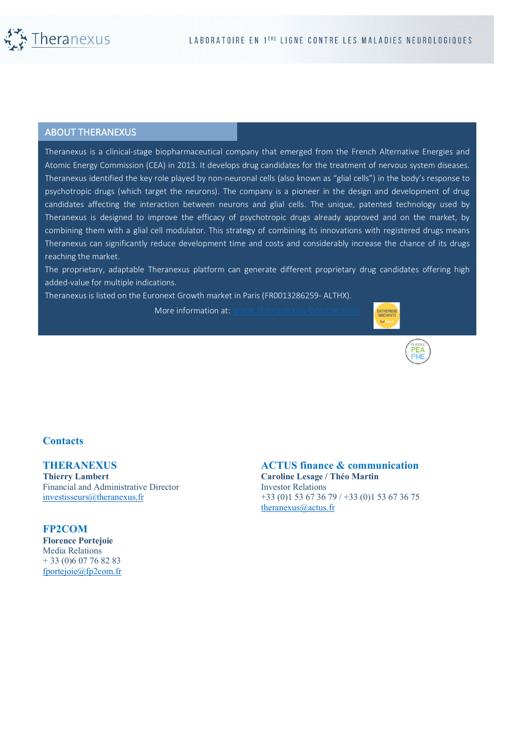## ABOUT THERANEXUS

Theranexus is a clinical-stage biopharmaceutical company that emerged from the French Alternative Energies and Atomic Energy Commission (CEA) in 2013. It develops drug candidates for the treatment of nervous system diseases. Theranexus identified the key role played by non-neuronal cells (also known as "glial cells") in the body's response to psychotropic drugs (which target the neurons). The company is a pioneer in the design and development of drug candidates affecting the interaction between neurons and glial cells. The unique, patented technology used by Theranexus is designed to improve the efficacy of psychotropic drugs already approved and on the market, by combining them with a glial cell modulator. This strategy of combining its innovations with registered drugs means Theranexus can significantly reduce development time and costs and considerably increase the chance of its drugs reaching the market.

The proprietary, adaptable Theranexus platform can generate different proprietary drug candidates offering high added-value for multiple indications.

Theranexus is listed on the Euronext Growth market in Paris (FR0013286259- ALTHX).

More information at: www.theranexus-bourse.com

## Contacts

**THERANEXUS**
**Thierry Lambert**
Financial and Administrative Director
investisseurs@theranexus.fr

**ACTUS finance & communication**
**Caroline Lesage / Théo Martin**
Investor Relations
+33 (0)1 53 67 36 79 / +33 (0)1 53 67 36 75
theranexus@actus.fr

**FP2COM**
**Florence Portejoie**
Media Relations
+ 33 (0)6 07 76 82 83
fportejoie@fp2com.fr